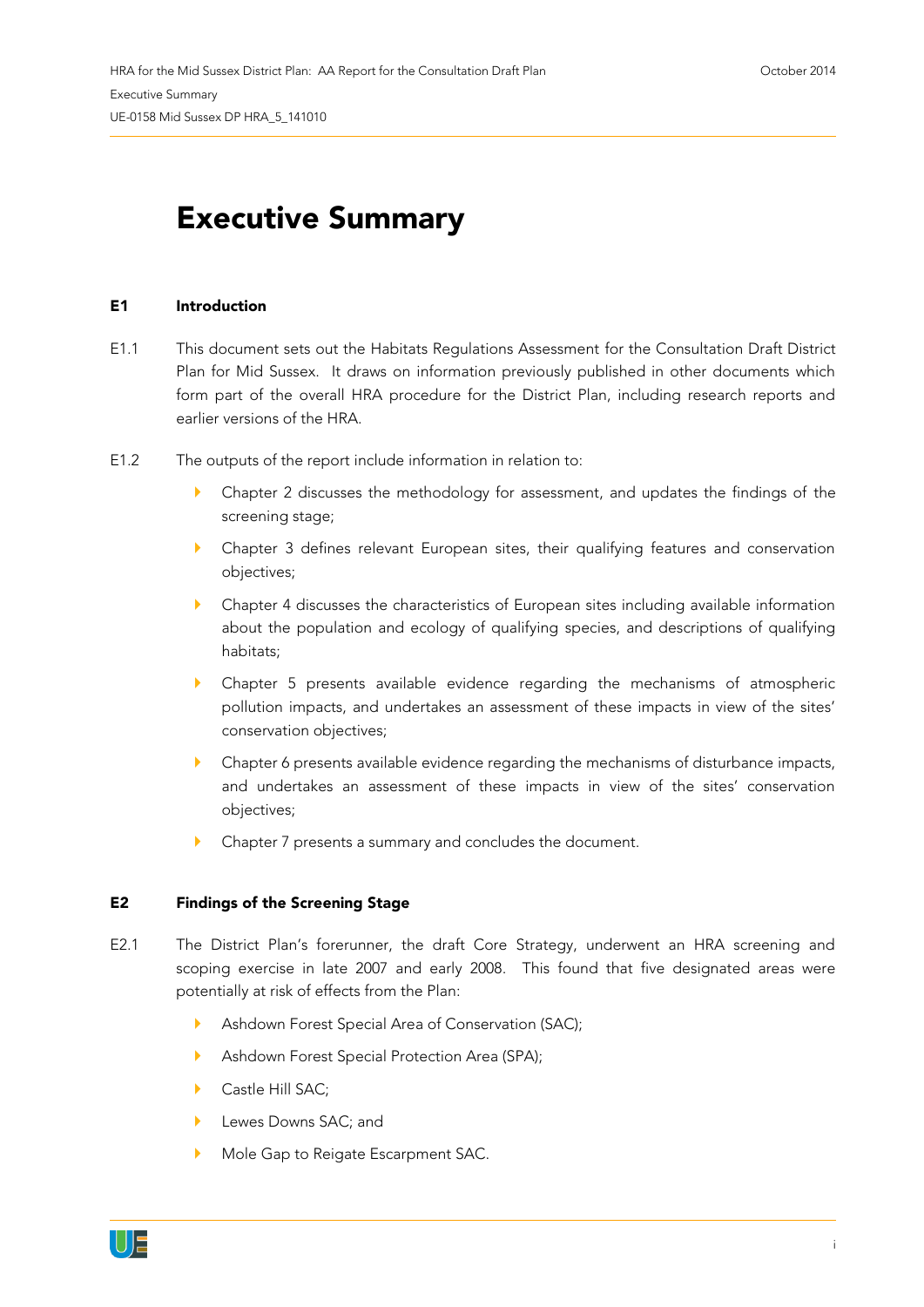# Executive Summary

## E1 Introduction

E1.1 This document sets out the Habitats Regulations Assessment for the Consultation Draft District Plan for Mid Sussex. It draws on information previously published in other documents which form part of the overall HRA procedure for the District Plan, including research reports and earlier versions of the HRA.

E1.2 The outputs of the report include information in relation to:

- Chapter 2 discusses the methodology for assessment, and updates the findings of the screening stage;
- Chapter 3 defines relevant European sites, their qualifying features and conservation objectives;
- Chapter 4 discusses the characteristics of European sites including available information about the population and ecology of qualifying species, and descriptions of qualifying habitats;
- Chapter 5 presents available evidence regarding the mechanisms of atmospheric pollution impacts, and undertakes an assessment of these impacts in view of the sites' conservation objectives;
- Chapter 6 presents available evidence regarding the mechanisms of disturbance impacts, and undertakes an assessment of these impacts in view of the sites' conservation objectives;
- Chapter 7 presents a summary and concludes the document.

## E2 Findings of the Screening Stage

E2.1 The District Plan's forerunner, the draft Core Strategy, underwent an HRA screening and scoping exercise in late 2007 and early 2008. This found that five designated areas were potentially at risk of effects from the Plan:

- Ashdown Forest Special Area of Conservation (SAC);
- Ashdown Forest Special Protection Area (SPA);
- Castle Hill SAC;
- Lewes Downs SAC; and
- Mole Gap to Reigate Escarpment SAC.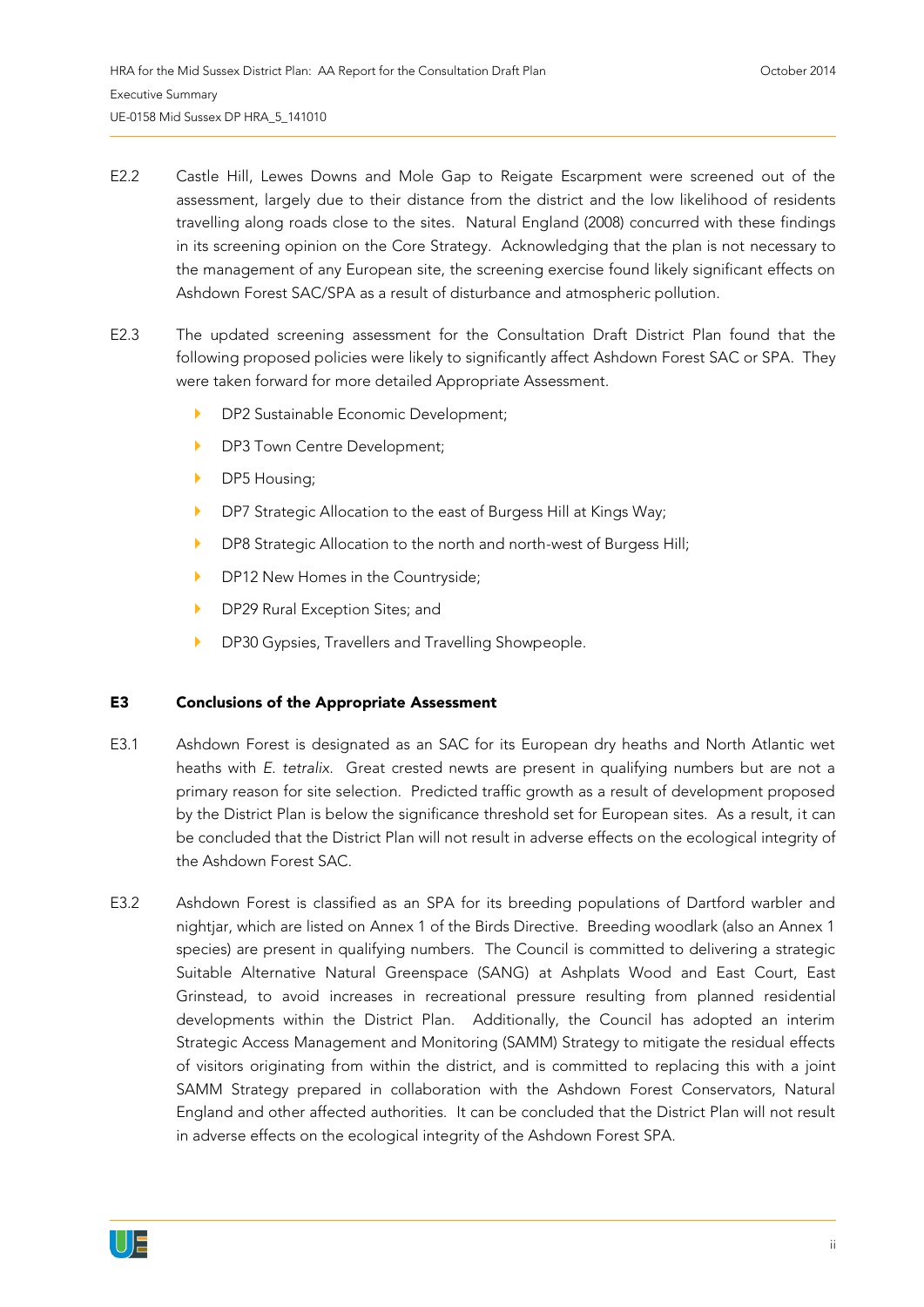E2.2 Castle Hill, Lewes Downs and Mole Gap to Reigate Escarpment were screened out of the assessment, largely due to their distance from the district and the low likelihood of residents travelling along roads close to the sites. Natural England (2008) concurred with these findings in its screening opinion on the Core Strategy. Acknowledging that the plan is not necessary to the management of any European site, the screening exercise found likely significant effects on Ashdown Forest SAC/SPA as a result of disturbance and atmospheric pollution.

E2.3 The updated screening assessment for the Consultation Draft District Plan found that the following proposed policies were likely to significantly affect Ashdown Forest SAC or SPA. They were taken forward for more detailed Appropriate Assessment.

- DP2 Sustainable Economic Development;
- DP3 Town Centre Development;
- DP5 Housing;
- DP7 Strategic Allocation to the east of Burgess Hill at Kings Way;
- DP8 Strategic Allocation to the north and north-west of Burgess Hill;
- DP12 New Homes in the Countryside;
- DP29 Rural Exception Sites; and
- DP30 Gypsies, Travellers and Travelling Showpeople.

## E3 Conclusions of the Appropriate Assessment

E3.1 Ashdown Forest is designated as an SAC for its European dry heaths and North Atlantic wet heaths with *E. tetralix*. Great crested newts are present in qualifying numbers but are not a primary reason for site selection. Predicted traffic growth as a result of development proposed by the District Plan is below the significance threshold set for European sites. As a result, it can be concluded that the District Plan will not result in adverse effects on the ecological integrity of the Ashdown Forest SAC.

E3.2 Ashdown Forest is classified as an SPA for its breeding populations of Dartford warbler and nightjar, which are listed on Annex 1 of the Birds Directive. Breeding woodlark (also an Annex 1 species) are present in qualifying numbers. The Council is committed to delivering a strategic Suitable Alternative Natural Greenspace (SANG) at Ashplats Wood and East Court, East Grinstead, to avoid increases in recreational pressure resulting from planned residential developments within the District Plan. Additionally, the Council has adopted an interim Strategic Access Management and Monitoring (SAMM) Strategy to mitigate the residual effects of visitors originating from within the district, and is committed to replacing this with a joint SAMM Strategy prepared in collaboration with the Ashdown Forest Conservators, Natural England and other affected authorities. It can be concluded that the District Plan will not result in adverse effects on the ecological integrity of the Ashdown Forest SPA.